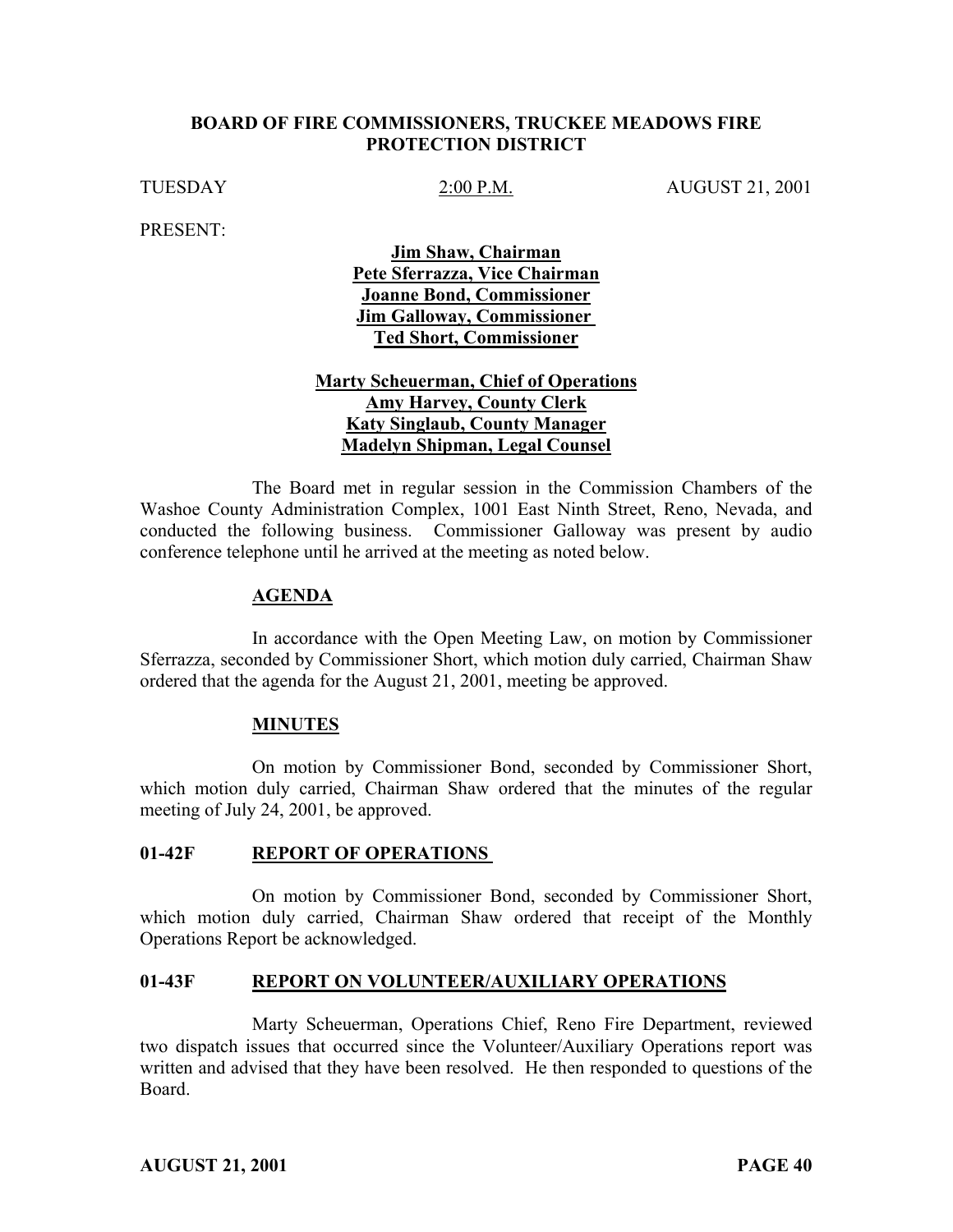# BOARD OF FIRE COMMISSIONERS, TRUCKEE MEADOWS FIRE PROTECTION DISTRICT

TUESDAY 2:00 P.M. AUGUST 21, 2001

PRESENT:

**Jim Shaw, Chairman**
**Pete Sferrazza, Vice Chairman**
**Joanne Bond, Commissioner**
**Jim Galloway, Commissioner**
**Ted Short, Commissioner**

**Marty Scheuerman, Chief of Operations**
**Amy Harvey, County Clerk**
**Katy Singlaub, County Manager**
**Madelyn Shipman, Legal Counsel**

The Board met in regular session in the Commission Chambers of the Washoe County Administration Complex, 1001 East Ninth Street, Reno, Nevada, and conducted the following business. Commissioner Galloway was present by audio conference telephone until he arrived at the meeting as noted below.

## AGENDA

In accordance with the Open Meeting Law, on motion by Commissioner Sferrazza, seconded by Commissioner Short, which motion duly carried, Chairman Shaw ordered that the agenda for the August 21, 2001, meeting be approved.

## MINUTES

On motion by Commissioner Bond, seconded by Commissioner Short, which motion duly carried, Chairman Shaw ordered that the minutes of the regular meeting of July 24, 2001, be approved.

## 01-42F REPORT OF OPERATIONS

On motion by Commissioner Bond, seconded by Commissioner Short, which motion duly carried, Chairman Shaw ordered that receipt of the Monthly Operations Report be acknowledged.

## 01-43F REPORT ON VOLUNTEER/AUXILIARY OPERATIONS

Marty Scheuerman, Operations Chief, Reno Fire Department, reviewed two dispatch issues that occurred since the Volunteer/Auxiliary Operations report was written and advised that they have been resolved. He then responded to questions of the Board.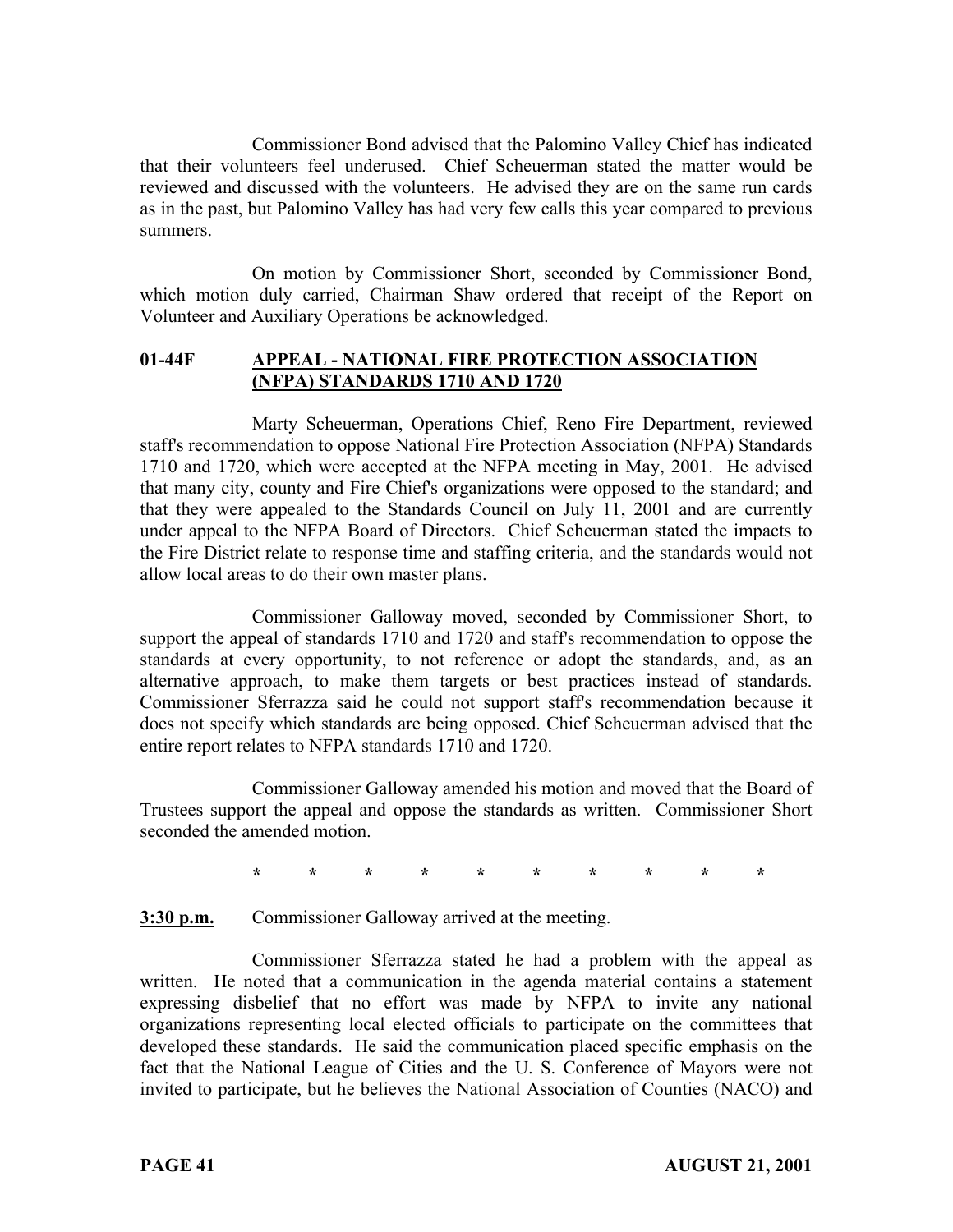Commissioner Bond advised that the Palomino Valley Chief has indicated that their volunteers feel underused. Chief Scheuerman stated the matter would be reviewed and discussed with the volunteers. He advised they are on the same run cards as in the past, but Palomino Valley has had very few calls this year compared to previous summers.

On motion by Commissioner Short, seconded by Commissioner Bond, which motion duly carried, Chairman Shaw ordered that receipt of the Report on Volunteer and Auxiliary Operations be acknowledged.

## 01-44F APPEAL - NATIONAL FIRE PROTECTION ASSOCIATION (NFPA) STANDARDS 1710 AND 1720

Marty Scheuerman, Operations Chief, Reno Fire Department, reviewed staff's recommendation to oppose National Fire Protection Association (NFPA) Standards 1710 and 1720, which were accepted at the NFPA meeting in May, 2001. He advised that many city, county and Fire Chief's organizations were opposed to the standard; and that they were appealed to the Standards Council on July 11, 2001 and are currently under appeal to the NFPA Board of Directors. Chief Scheuerman stated the impacts to the Fire District relate to response time and staffing criteria, and the standards would not allow local areas to do their own master plans.

Commissioner Galloway moved, seconded by Commissioner Short, to support the appeal of standards 1710 and 1720 and staff's recommendation to oppose the standards at every opportunity, to not reference or adopt the standards, and, as an alternative approach, to make them targets or best practices instead of standards. Commissioner Sferrazza said he could not support staff's recommendation because it does not specify which standards are being opposed. Chief Scheuerman advised that the entire report relates to NFPA standards 1710 and 1720.

Commissioner Galloway amended his motion and moved that the Board of Trustees support the appeal and oppose the standards as written. Commissioner Short seconded the amended motion.

\* \* \* \* \* \* \* \* \* \*

**3:30 p.m.** Commissioner Galloway arrived at the meeting.

Commissioner Sferrazza stated he had a problem with the appeal as written. He noted that a communication in the agenda material contains a statement expressing disbelief that no effort was made by NFPA to invite any national organizations representing local elected officials to participate on the committees that developed these standards. He said the communication placed specific emphasis on the fact that the National League of Cities and the U. S. Conference of Mayors were not invited to participate, but he believes the National Association of Counties (NACO) and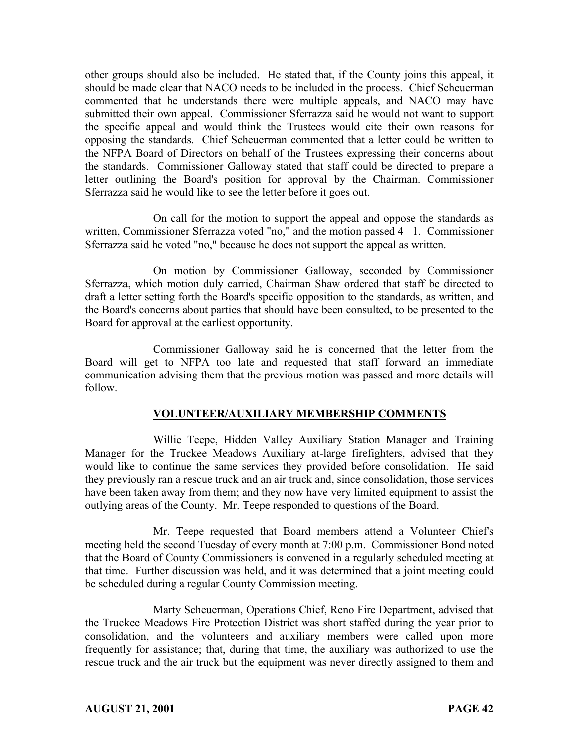other groups should also be included. He stated that, if the County joins this appeal, it should be made clear that NACO needs to be included in the process. Chief Scheuerman commented that he understands there were multiple appeals, and NACO may have submitted their own appeal. Commissioner Sferrazza said he would not want to support the specific appeal and would think the Trustees would cite their own reasons for opposing the standards. Chief Scheuerman commented that a letter could be written to the NFPA Board of Directors on behalf of the Trustees expressing their concerns about the standards. Commissioner Galloway stated that staff could be directed to prepare a letter outlining the Board's position for approval by the Chairman. Commissioner Sferrazza said he would like to see the letter before it goes out.

On call for the motion to support the appeal and oppose the standards as written, Commissioner Sferrazza voted "no," and the motion passed 4 –1. Commissioner Sferrazza said he voted "no," because he does not support the appeal as written.

On motion by Commissioner Galloway, seconded by Commissioner Sferrazza, which motion duly carried, Chairman Shaw ordered that staff be directed to draft a letter setting forth the Board's specific opposition to the standards, as written, and the Board's concerns about parties that should have been consulted, to be presented to the Board for approval at the earliest opportunity.

Commissioner Galloway said he is concerned that the letter from the Board will get to NFPA too late and requested that staff forward an immediate communication advising them that the previous motion was passed and more details will follow.

## VOLUNTEER/AUXILIARY MEMBERSHIP COMMENTS

Willie Teepe, Hidden Valley Auxiliary Station Manager and Training Manager for the Truckee Meadows Auxiliary at-large firefighters, advised that they would like to continue the same services they provided before consolidation. He said they previously ran a rescue truck and an air truck and, since consolidation, those services have been taken away from them; and they now have very limited equipment to assist the outlying areas of the County. Mr. Teepe responded to questions of the Board.

Mr. Teepe requested that Board members attend a Volunteer Chief's meeting held the second Tuesday of every month at 7:00 p.m. Commissioner Bond noted that the Board of County Commissioners is convened in a regularly scheduled meeting at that time. Further discussion was held, and it was determined that a joint meeting could be scheduled during a regular County Commission meeting.

Marty Scheuerman, Operations Chief, Reno Fire Department, advised that the Truckee Meadows Fire Protection District was short staffed during the year prior to consolidation, and the volunteers and auxiliary members were called upon more frequently for assistance; that, during that time, the auxiliary was authorized to use the rescue truck and the air truck but the equipment was never directly assigned to them and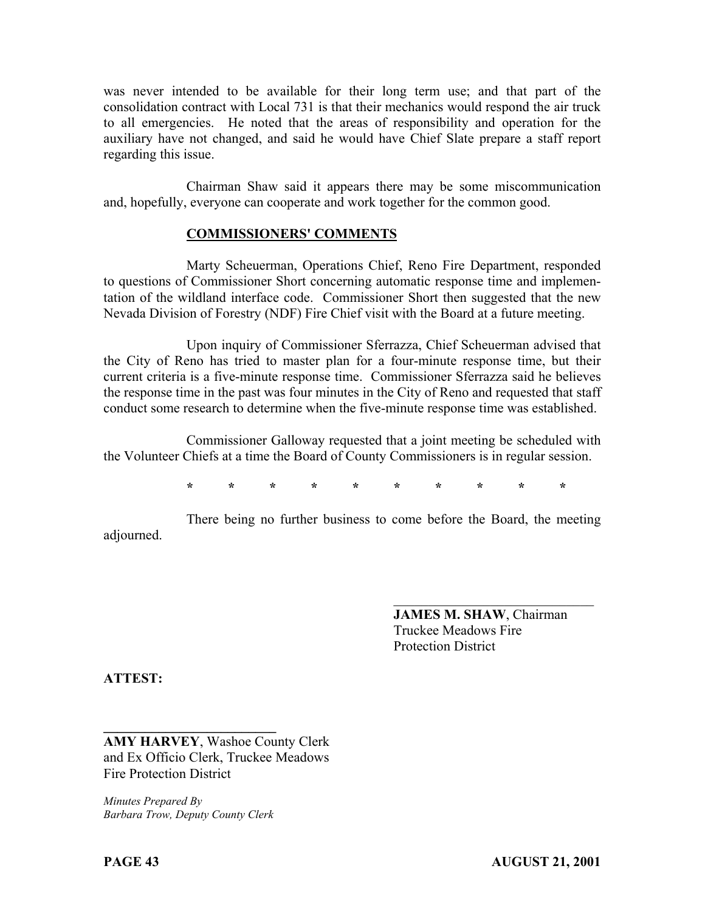was never intended to be available for their long term use; and that part of the consolidation contract with Local 731 is that their mechanics would respond the air truck to all emergencies. He noted that the areas of responsibility and operation for the auxiliary have not changed, and said he would have Chief Slate prepare a staff report regarding this issue.

Chairman Shaw said it appears there may be some miscommunication and, hopefully, everyone can cooperate and work together for the common good.

**COMMISSIONERS' COMMENTS**

Marty Scheuerman, Operations Chief, Reno Fire Department, responded to questions of Commissioner Short concerning automatic response time and implementation of the wildland interface code. Commissioner Short then suggested that the new Nevada Division of Forestry (NDF) Fire Chief visit with the Board at a future meeting.

Upon inquiry of Commissioner Sferrazza, Chief Scheuerman advised that the City of Reno has tried to master plan for a four-minute response time, but their current criteria is a five-minute response time. Commissioner Sferrazza said he believes the response time in the past was four minutes in the City of Reno and requested that staff conduct some research to determine when the five-minute response time was established.

Commissioner Galloway requested that a joint meeting be scheduled with the Volunteer Chiefs at a time the Board of County Commissioners is in regular session.

\* \* \* \* \* \* \* \* \* \*

There being no further business to come before the Board, the meeting adjourned.

\_\_\_\_\_\_\_\_\_\_\_\_\_\_\_\_\_\_\_\_\_\_\_\_\_\_\_\_

**JAMES M. SHAW**, Chairman
Truckee Meadows Fire
Protection District

**ATTEST:**

\_\_\_\_\_\_\_\_\_\_\_\_\_\_\_\_\_\_\_\_\_\_\_\_\_\_\_\_

**AMY HARVEY**, Washoe County Clerk
and Ex Officio Clerk, Truckee Meadows
Fire Protection District

*Minutes Prepared By*
*Barbara Trow, Deputy County Clerk*